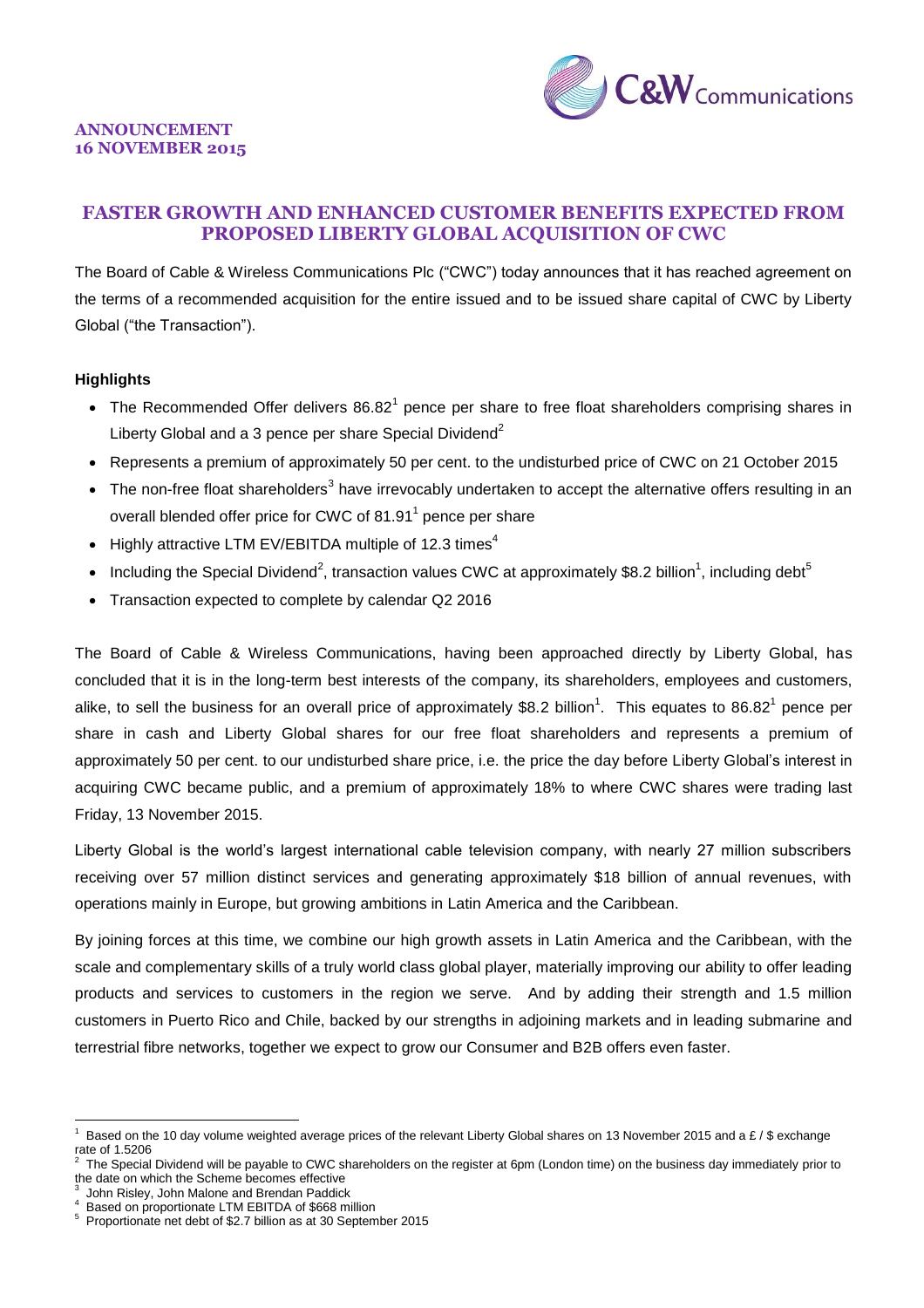**ANNOUNCEMENT**
**16 NOVEMBER 2015**

# FASTER GROWTH AND ENHANCED CUSTOMER BENEFITS EXPECTED FROM PROPOSED LIBERTY GLOBAL ACQUISITION OF CWC

The Board of Cable & Wireless Communications Plc ("CWC") today announces that it has reached agreement on the terms of a recommended acquisition for the entire issued and to be issued share capital of CWC by Liberty Global ("the Transaction").

### Highlights

- The Recommended Offer delivers 86.82[1] pence per share to free float shareholders comprising shares in Liberty Global and a 3 pence per share Special Dividend[2]
- Represents a premium of approximately 50 per cent. to the undisturbed price of CWC on 21 October 2015
- The non-free float shareholders[3] have irrevocably undertaken to accept the alternative offers resulting in an overall blended offer price for CWC of 81.91[1] pence per share
- Highly attractive LTM EV/EBITDA multiple of 12.3 times[4]
- Including the Special Dividend[2], transaction values CWC at approximately \$8.2 billion[1], including debt[5]
- Transaction expected to complete by calendar Q2 2016

The Board of Cable & Wireless Communications, having been approached directly by Liberty Global, has concluded that it is in the long-term best interests of the company, its shareholders, employees and customers, alike, to sell the business for an overall price of approximately \$8.2 billion[1]. This equates to 86.82[1] pence per share in cash and Liberty Global shares for our free float shareholders and represents a premium of approximately 50 per cent. to our undisturbed share price, i.e. the price the day before Liberty Global's interest in acquiring CWC became public, and a premium of approximately 18% to where CWC shares were trading last Friday, 13 November 2015.

Liberty Global is the world's largest international cable television company, with nearly 27 million subscribers receiving over 57 million distinct services and generating approximately \$18 billion of annual revenues, with operations mainly in Europe, but growing ambitions in Latin America and the Caribbean.

By joining forces at this time, we combine our high growth assets in Latin America and the Caribbean, with the scale and complementary skills of a truly world class global player, materially improving our ability to offer leading products and services to customers in the region we serve. And by adding their strength and 1.5 million customers in Puerto Rico and Chile, backed by our strengths in adjoining markets and in leading submarine and terrestrial fibre networks, together we expect to grow our Consumer and B2B offers even faster.

---

[1] Based on the 10 day volume weighted average prices of the relevant Liberty Global shares on 13 November 2015 and a £ / \$ exchange rate of 1.5206

[2] The Special Dividend will be payable to CWC shareholders on the register at 6pm (London time) on the business day immediately prior to the date on which the Scheme becomes effective

[3] John Risley, John Malone and Brendan Paddick

[4] Based on proportionate LTM EBITDA of \$668 million

[5] Proportionate net debt of \$2.7 billion as at 30 September 2015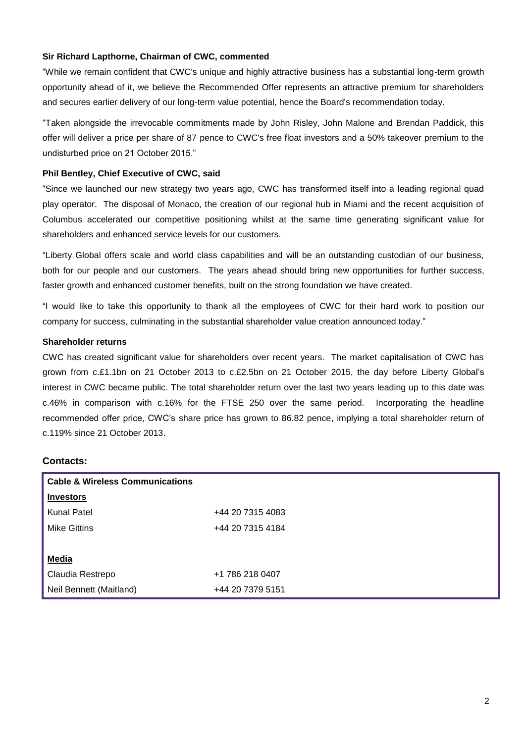**Sir Richard Lapthorne, Chairman of CWC, commented**

"While we remain confident that CWC's unique and highly attractive business has a substantial long-term growth opportunity ahead of it, we believe the Recommended Offer represents an attractive premium for shareholders and secures earlier delivery of our long-term value potential, hence the Board's recommendation today.

"Taken alongside the irrevocable commitments made by John Risley, John Malone and Brendan Paddick, this offer will deliver a price per share of 87 pence to CWC's free float investors and a 50% takeover premium to the undisturbed price on 21 October 2015."

**Phil Bentley, Chief Executive of CWC, said**

"Since we launched our new strategy two years ago, CWC has transformed itself into a leading regional quad play operator. The disposal of Monaco, the creation of our regional hub in Miami and the recent acquisition of Columbus accelerated our competitive positioning whilst at the same time generating significant value for shareholders and enhanced service levels for our customers.

"Liberty Global offers scale and world class capabilities and will be an outstanding custodian of our business, both for our people and our customers. The years ahead should bring new opportunities for further success, faster growth and enhanced customer benefits, built on the strong foundation we have created.

"I would like to take this opportunity to thank all the employees of CWC for their hard work to position our company for success, culminating in the substantial shareholder value creation announced today."

**Shareholder returns**

CWC has created significant value for shareholders over recent years. The market capitalisation of CWC has grown from c.£1.1bn on 21 October 2013 to c.£2.5bn on 21 October 2015, the day before Liberty Global's interest in CWC became public. The total shareholder return over the last two years leading up to this date was c.46% in comparison with c.16% for the FTSE 250 over the same period. Incorporating the headline recommended offer price, CWC's share price has grown to 86.82 pence, implying a total shareholder return of c.119% since 21 October 2013.

## Contacts:

| **Cable & Wireless Communications** | |
|---|---|
| **Investors** | |
| Kunal Patel | +44 20 7315 4083 |
| Mike Gittins | +44 20 7315 4184 |
| | |
| **Media** | |
| Claudia Restrepo | +1 786 218 0407 |
| Neil Bennett (Maitland) | +44 20 7379 5151 |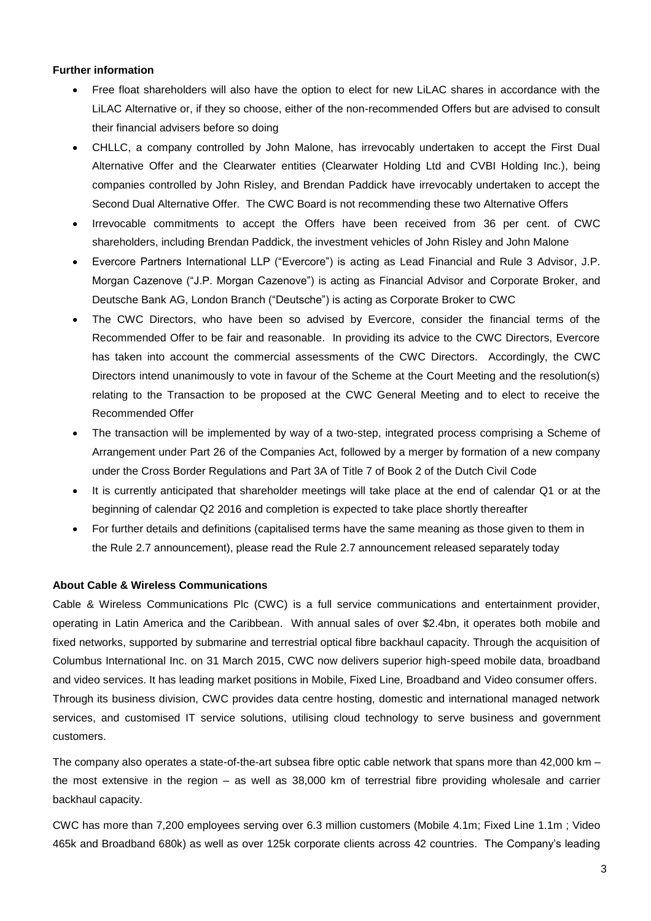**Further information**

- Free float shareholders will also have the option to elect for new LiLAC shares in accordance with the LiLAC Alternative or, if they so choose, either of the non-recommended Offers but are advised to consult their financial advisers before so doing
- CHLLC, a company controlled by John Malone, has irrevocably undertaken to accept the First Dual Alternative Offer and the Clearwater entities (Clearwater Holding Ltd and CVBI Holding Inc.), being companies controlled by John Risley, and Brendan Paddick have irrevocably undertaken to accept the Second Dual Alternative Offer. The CWC Board is not recommending these two Alternative Offers
- Irrevocable commitments to accept the Offers have been received from 36 per cent. of CWC shareholders, including Brendan Paddick, the investment vehicles of John Risley and John Malone
- Evercore Partners International LLP ("Evercore") is acting as Lead Financial and Rule 3 Advisor, J.P. Morgan Cazenove ("J.P. Morgan Cazenove") is acting as Financial Advisor and Corporate Broker, and Deutsche Bank AG, London Branch ("Deutsche") is acting as Corporate Broker to CWC
- The CWC Directors, who have been so advised by Evercore, consider the financial terms of the Recommended Offer to be fair and reasonable. In providing its advice to the CWC Directors, Evercore has taken into account the commercial assessments of the CWC Directors. Accordingly, the CWC Directors intend unanimously to vote in favour of the Scheme at the Court Meeting and the resolution(s) relating to the Transaction to be proposed at the CWC General Meeting and to elect to receive the Recommended Offer
- The transaction will be implemented by way of a two-step, integrated process comprising a Scheme of Arrangement under Part 26 of the Companies Act, followed by a merger by formation of a new company under the Cross Border Regulations and Part 3A of Title 7 of Book 2 of the Dutch Civil Code
- It is currently anticipated that shareholder meetings will take place at the end of calendar Q1 or at the beginning of calendar Q2 2016 and completion is expected to take place shortly thereafter
- For further details and definitions (capitalised terms have the same meaning as those given to them in the Rule 2.7 announcement), please read the Rule 2.7 announcement released separately today

**About Cable & Wireless Communications**

Cable & Wireless Communications Plc (CWC) is a full service communications and entertainment provider, operating in Latin America and the Caribbean. With annual sales of over $2.4bn, it operates both mobile and fixed networks, supported by submarine and terrestrial optical fibre backhaul capacity. Through the acquisition of Columbus International Inc. on 31 March 2015, CWC now delivers superior high-speed mobile data, broadband and video services. It has leading market positions in Mobile, Fixed Line, Broadband and Video consumer offers. Through its business division, CWC provides data centre hosting, domestic and international managed network services, and customised IT service solutions, utilising cloud technology to serve business and government customers.

The company also operates a state-of-the-art subsea fibre optic cable network that spans more than 42,000 km – the most extensive in the region – as well as 38,000 km of terrestrial fibre providing wholesale and carrier backhaul capacity.

CWC has more than 7,200 employees serving over 6.3 million customers (Mobile 4.1m; Fixed Line 1.1m ; Video 465k and Broadband 680k) as well as over 125k corporate clients across 42 countries. The Company's leading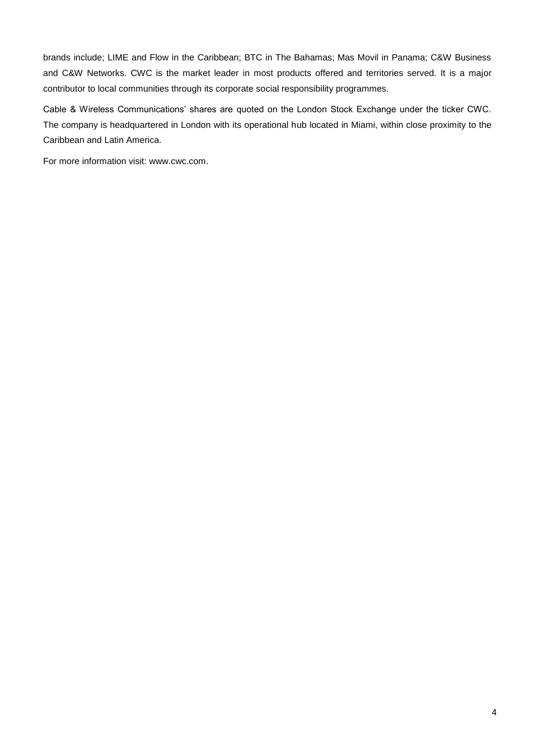brands include; LIME and Flow in the Caribbean; BTC in The Bahamas; Mas Movil in Panama; C&W Business and C&W Networks. CWC is the market leader in most products offered and territories served. It is a major contributor to local communities through its corporate social responsibility programmes.

Cable & Wireless Communications' shares are quoted on the London Stock Exchange under the ticker CWC. The company is headquartered in London with its operational hub located in Miami, within close proximity to the Caribbean and Latin America.

For more information visit: www.cwc.com.